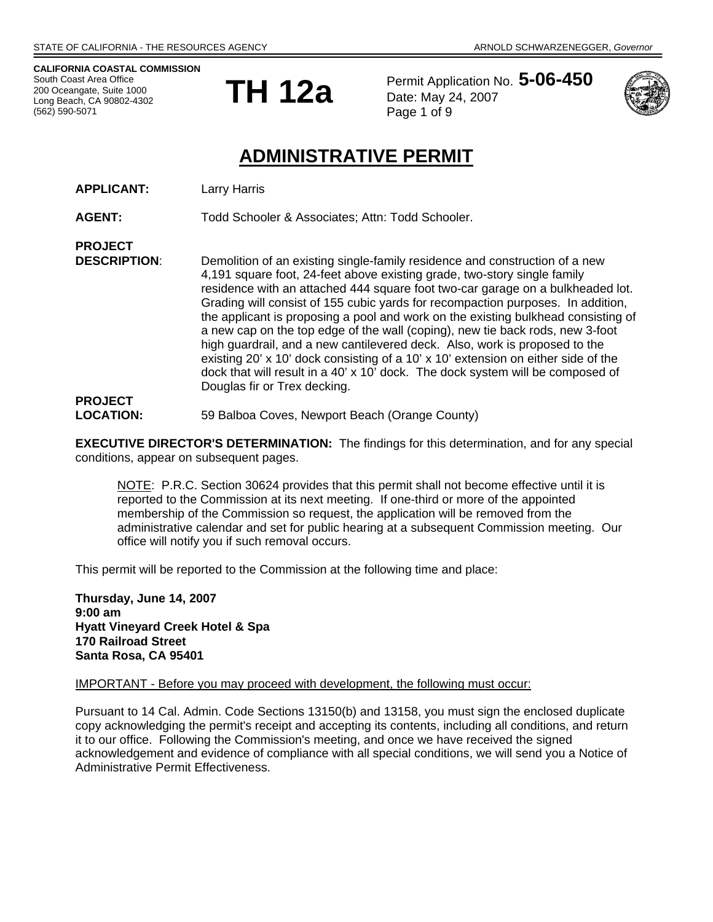STATE OF CALIFORNIA - THE RESOURCES AGENCY ARNOLD SCHWARZENEGGER, *Governor*

**CALIFORNIA COASTAL COMMISSION**
South Coast Area Office
200 Oceangate, Suite 1000
Long Beach, CA 90802-4302
(562) 590-5071

# TH 12a

Permit Application No. **5-06-450**
Date: May 24, 2007

# ADMINISTRATIVE PERMIT

**APPLICANT:** Larry Harris

**AGENT:** Todd Schooler & Associates; Attn: Todd Schooler.

**PROJECT DESCRIPTION**: Demolition of an existing single-family residence and construction of a new 4,191 square foot, 24-feet above existing grade, two-story single family residence with an attached 444 square foot two-car garage on a bulkheaded lot. Grading will consist of 155 cubic yards for recompaction purposes. In addition, the applicant is proposing a pool and work on the existing bulkhead consisting of a new cap on the top edge of the wall (coping), new tie back rods, new 3-foot high guardrail, and a new cantilevered deck. Also, work is proposed to the existing 20' x 10' dock consisting of a 10' x 10' extension on either side of the dock that will result in a 40' x 10' dock. The dock system will be composed of Douglas fir or Trex decking.

**PROJECT LOCATION:** 59 Balboa Coves, Newport Beach (Orange County)

**EXECUTIVE DIRECTOR'S DETERMINATION:** The findings for this determination, and for any special conditions, appear on subsequent pages.

NOTE: P.R.C. Section 30624 provides that this permit shall not become effective until it is reported to the Commission at its next meeting. If one-third or more of the appointed membership of the Commission so request, the application will be removed from the administrative calendar and set for public hearing at a subsequent Commission meeting. Our office will notify you if such removal occurs.

This permit will be reported to the Commission at the following time and place:

**Thursday, June 14, 2007**
**9:00 am**
**Hyatt Vineyard Creek Hotel & Spa**
**170 Railroad Street**
**Santa Rosa, CA 95401**

IMPORTANT - Before you may proceed with development, the following must occur:

Pursuant to 14 Cal. Admin. Code Sections 13150(b) and 13158, you must sign the enclosed duplicate copy acknowledging the permit's receipt and accepting its contents, including all conditions, and return it to our office. Following the Commission's meeting, and once we have received the signed acknowledgement and evidence of compliance with all special conditions, we will send you a Notice of Administrative Permit Effectiveness.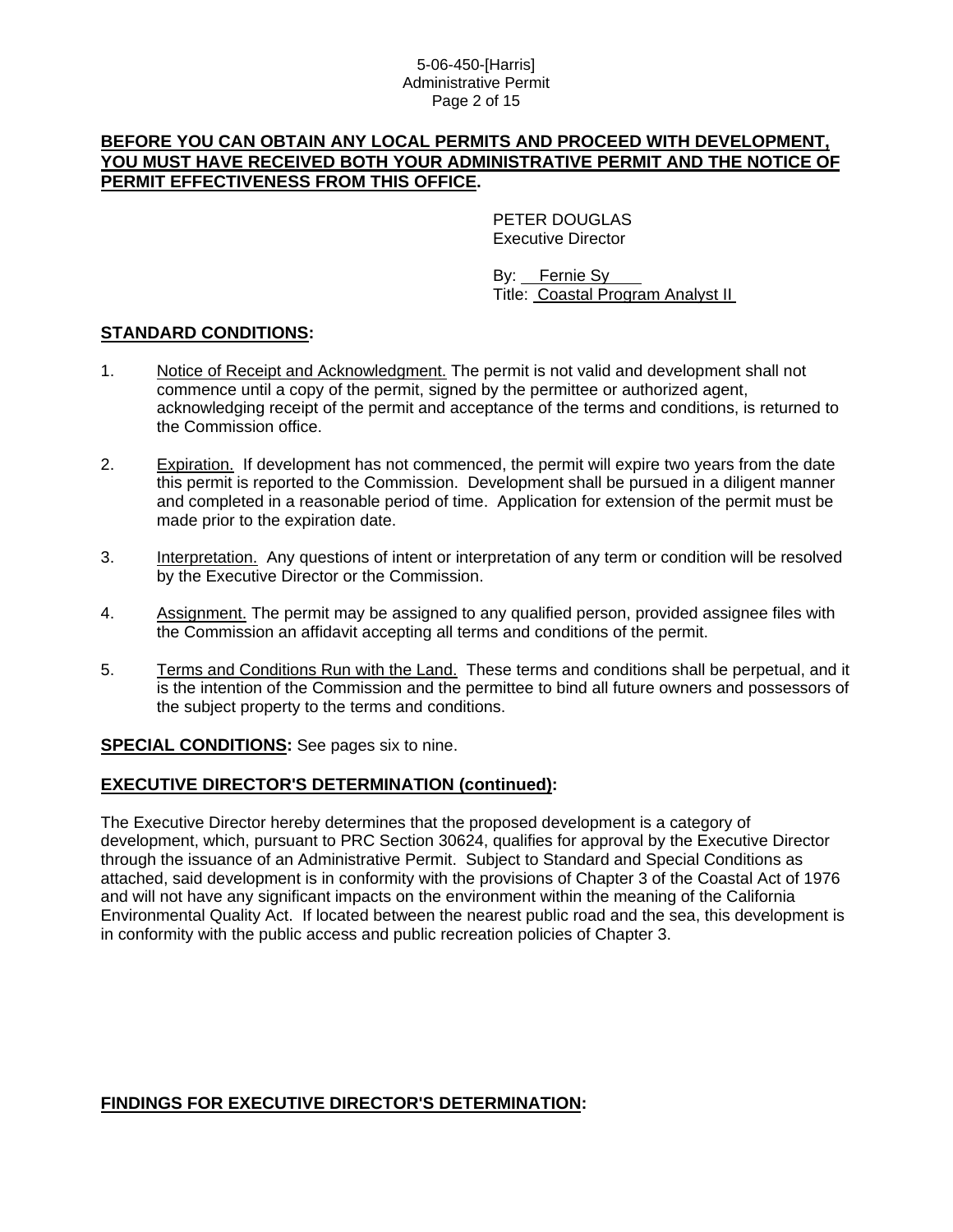**BEFORE YOU CAN OBTAIN ANY LOCAL PERMITS AND PROCEED WITH DEVELOPMENT, YOU MUST HAVE RECEIVED BOTH YOUR ADMINISTRATIVE PERMIT AND THE NOTICE OF PERMIT EFFECTIVENESS FROM THIS OFFICE.**

PETER DOUGLAS
Executive Director

By: Fernie Sy
Title: Coastal Program Analyst II

## STANDARD CONDITIONS:

1. Notice of Receipt and Acknowledgment. The permit is not valid and development shall not commence until a copy of the permit, signed by the permittee or authorized agent, acknowledging receipt of the permit and acceptance of the terms and conditions, is returned to the Commission office.

2. Expiration. If development has not commenced, the permit will expire two years from the date this permit is reported to the Commission. Development shall be pursued in a diligent manner and completed in a reasonable period of time. Application for extension of the permit must be made prior to the expiration date.

3. Interpretation. Any questions of intent or interpretation of any term or condition will be resolved by the Executive Director or the Commission.

4. Assignment. The permit may be assigned to any qualified person, provided assignee files with the Commission an affidavit accepting all terms and conditions of the permit.

5. Terms and Conditions Run with the Land. These terms and conditions shall be perpetual, and it is the intention of the Commission and the permittee to bind all future owners and possessors of the subject property to the terms and conditions.

**SPECIAL CONDITIONS:** See pages six to nine.

## EXECUTIVE DIRECTOR'S DETERMINATION (continued):

The Executive Director hereby determines that the proposed development is a category of development, which, pursuant to PRC Section 30624, qualifies for approval by the Executive Director through the issuance of an Administrative Permit. Subject to Standard and Special Conditions as attached, said development is in conformity with the provisions of Chapter 3 of the Coastal Act of 1976 and will not have any significant impacts on the environment within the meaning of the California Environmental Quality Act. If located between the nearest public road and the sea, this development is in conformity with the public access and public recreation policies of Chapter 3.

## FINDINGS FOR EXECUTIVE DIRECTOR'S DETERMINATION: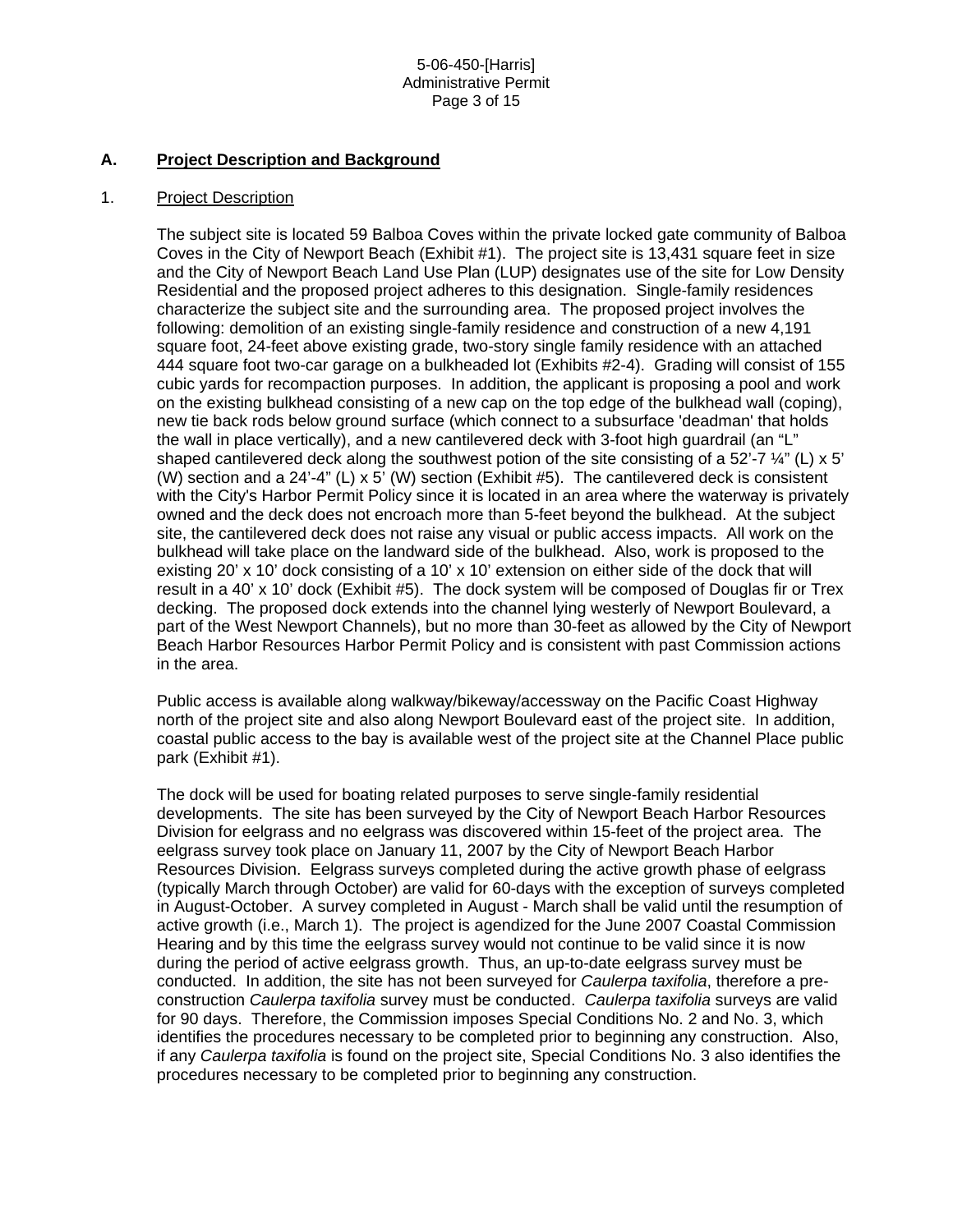## A. Project Description and Background

### 1. Project Description

The subject site is located 59 Balboa Coves within the private locked gate community of Balboa Coves in the City of Newport Beach (Exhibit #1). The project site is 13,431 square feet in size and the City of Newport Beach Land Use Plan (LUP) designates use of the site for Low Density Residential and the proposed project adheres to this designation. Single-family residences characterize the subject site and the surrounding area. The proposed project involves the following: demolition of an existing single-family residence and construction of a new 4,191 square foot, 24-feet above existing grade, two-story single family residence with an attached 444 square foot two-car garage on a bulkheaded lot (Exhibits #2-4). Grading will consist of 155 cubic yards for recompaction purposes. In addition, the applicant is proposing a pool and work on the existing bulkhead consisting of a new cap on the top edge of the bulkhead wall (coping), new tie back rods below ground surface (which connect to a subsurface 'deadman' that holds the wall in place vertically), and a new cantilevered deck with 3-foot high guardrail (an "L" shaped cantilevered deck along the southwest potion of the site consisting of a 52'-7 ¼" (L) x 5' (W) section and a 24'-4" (L) x 5' (W) section (Exhibit #5). The cantilevered deck is consistent with the City's Harbor Permit Policy since it is located in an area where the waterway is privately owned and the deck does not encroach more than 5-feet beyond the bulkhead. At the subject site, the cantilevered deck does not raise any visual or public access impacts. All work on the bulkhead will take place on the landward side of the bulkhead. Also, work is proposed to the existing 20' x 10' dock consisting of a 10' x 10' extension on either side of the dock that will result in a 40' x 10' dock (Exhibit #5). The dock system will be composed of Douglas fir or Trex decking. The proposed dock extends into the channel lying westerly of Newport Boulevard, a part of the West Newport Channels), but no more than 30-feet as allowed by the City of Newport Beach Harbor Resources Harbor Permit Policy and is consistent with past Commission actions in the area.

Public access is available along walkway/bikeway/accessway on the Pacific Coast Highway north of the project site and also along Newport Boulevard east of the project site. In addition, coastal public access to the bay is available west of the project site at the Channel Place public park (Exhibit #1).

The dock will be used for boating related purposes to serve single-family residential developments. The site has been surveyed by the City of Newport Beach Harbor Resources Division for eelgrass and no eelgrass was discovered within 15-feet of the project area. The eelgrass survey took place on January 11, 2007 by the City of Newport Beach Harbor Resources Division. Eelgrass surveys completed during the active growth phase of eelgrass (typically March through October) are valid for 60-days with the exception of surveys completed in August-October. A survey completed in August - March shall be valid until the resumption of active growth (i.e., March 1). The project is agendized for the June 2007 Coastal Commission Hearing and by this time the eelgrass survey would not continue to be valid since it is now during the period of active eelgrass growth. Thus, an up-to-date eelgrass survey must be conducted. In addition, the site has not been surveyed for *Caulerpa taxifolia*, therefore a pre-construction *Caulerpa taxifolia* survey must be conducted. *Caulerpa taxifolia* surveys are valid for 90 days. Therefore, the Commission imposes Special Conditions No. 2 and No. 3, which identifies the procedures necessary to be completed prior to beginning any construction. Also, if any *Caulerpa taxifolia* is found on the project site, Special Conditions No. 3 also identifies the procedures necessary to be completed prior to beginning any construction.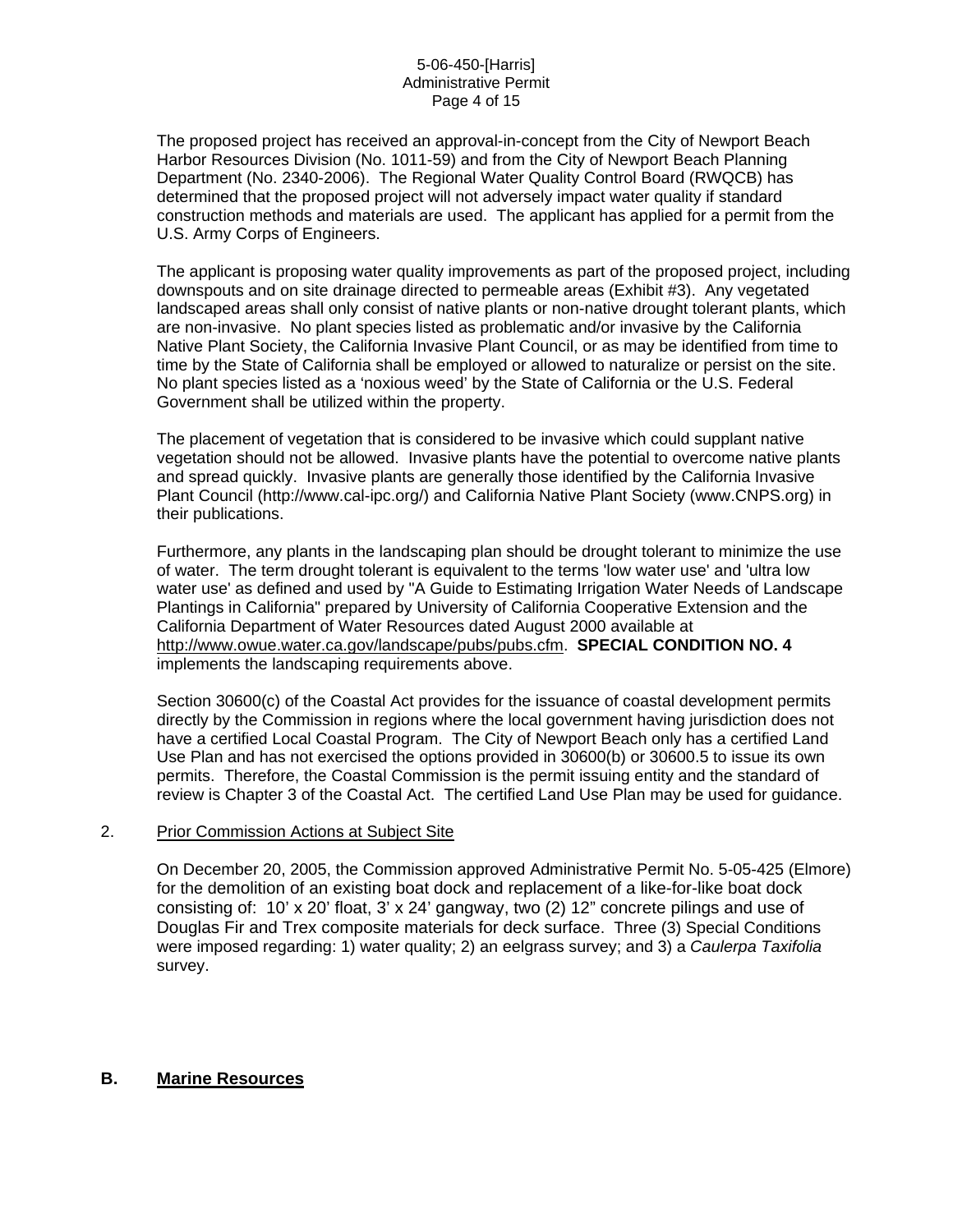The proposed project has received an approval-in-concept from the City of Newport Beach Harbor Resources Division (No. 1011-59) and from the City of Newport Beach Planning Department (No. 2340-2006). The Regional Water Quality Control Board (RWQCB) has determined that the proposed project will not adversely impact water quality if standard construction methods and materials are used. The applicant has applied for a permit from the U.S. Army Corps of Engineers.

The applicant is proposing water quality improvements as part of the proposed project, including downspouts and on site drainage directed to permeable areas (Exhibit #3). Any vegetated landscaped areas shall only consist of native plants or non-native drought tolerant plants, which are non-invasive. No plant species listed as problematic and/or invasive by the California Native Plant Society, the California Invasive Plant Council, or as may be identified from time to time by the State of California shall be employed or allowed to naturalize or persist on the site. No plant species listed as a 'noxious weed' by the State of California or the U.S. Federal Government shall be utilized within the property.

The placement of vegetation that is considered to be invasive which could supplant native vegetation should not be allowed. Invasive plants have the potential to overcome native plants and spread quickly. Invasive plants are generally those identified by the California Invasive Plant Council (http://www.cal-ipc.org/) and California Native Plant Society (www.CNPS.org) in their publications.

Furthermore, any plants in the landscaping plan should be drought tolerant to minimize the use of water. The term drought tolerant is equivalent to the terms 'low water use' and 'ultra low water use' as defined and used by "A Guide to Estimating Irrigation Water Needs of Landscape Plantings in California" prepared by University of California Cooperative Extension and the California Department of Water Resources dated August 2000 available at http://www.owue.water.ca.gov/landscape/pubs/pubs.cfm. **SPECIAL CONDITION NO. 4** implements the landscaping requirements above.

Section 30600(c) of the Coastal Act provides for the issuance of coastal development permits directly by the Commission in regions where the local government having jurisdiction does not have a certified Local Coastal Program. The City of Newport Beach only has a certified Land Use Plan and has not exercised the options provided in 30600(b) or 30600.5 to issue its own permits. Therefore, the Coastal Commission is the permit issuing entity and the standard of review is Chapter 3 of the Coastal Act. The certified Land Use Plan may be used for guidance.

2. Prior Commission Actions at Subject Site

On December 20, 2005, the Commission approved Administrative Permit No. 5-05-425 (Elmore) for the demolition of an existing boat dock and replacement of a like-for-like boat dock consisting of: 10' x 20' float, 3' x 24' gangway, two (2) 12" concrete pilings and use of Douglas Fir and Trex composite materials for deck surface. Three (3) Special Conditions were imposed regarding: 1) water quality; 2) an eelgrass survey; and 3) a *Caulerpa Taxifolia* survey.

## B. Marine Resources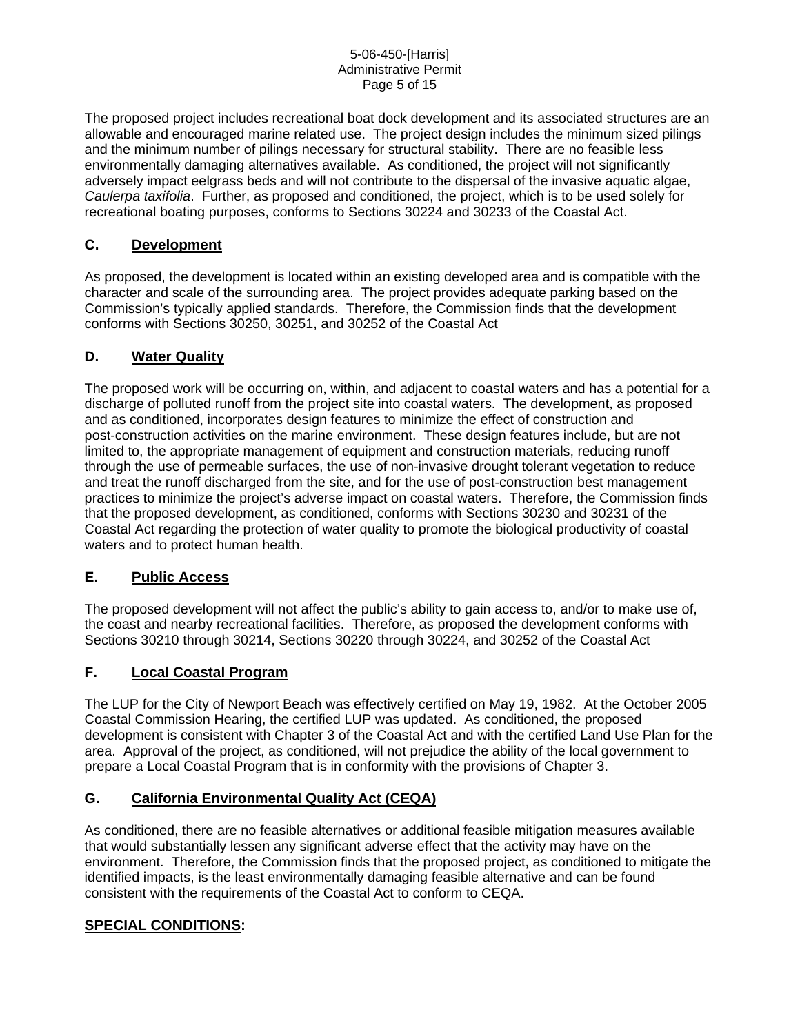The proposed project includes recreational boat dock development and its associated structures are an allowable and encouraged marine related use. The project design includes the minimum sized pilings and the minimum number of pilings necessary for structural stability. There are no feasible less environmentally damaging alternatives available. As conditioned, the project will not significantly adversely impact eelgrass beds and will not contribute to the dispersal of the invasive aquatic algae, *Caulerpa taxifolia*. Further, as proposed and conditioned, the project, which is to be used solely for recreational boating purposes, conforms to Sections 30224 and 30233 of the Coastal Act.

## C. Development

As proposed, the development is located within an existing developed area and is compatible with the character and scale of the surrounding area. The project provides adequate parking based on the Commission's typically applied standards. Therefore, the Commission finds that the development conforms with Sections 30250, 30251, and 30252 of the Coastal Act

## D. Water Quality

The proposed work will be occurring on, within, and adjacent to coastal waters and has a potential for a discharge of polluted runoff from the project site into coastal waters. The development, as proposed and as conditioned, incorporates design features to minimize the effect of construction and post-construction activities on the marine environment. These design features include, but are not limited to, the appropriate management of equipment and construction materials, reducing runoff through the use of permeable surfaces, the use of non-invasive drought tolerant vegetation to reduce and treat the runoff discharged from the site, and for the use of post-construction best management practices to minimize the project's adverse impact on coastal waters. Therefore, the Commission finds that the proposed development, as conditioned, conforms with Sections 30230 and 30231 of the Coastal Act regarding the protection of water quality to promote the biological productivity of coastal waters and to protect human health.

## E. Public Access

The proposed development will not affect the public's ability to gain access to, and/or to make use of, the coast and nearby recreational facilities. Therefore, as proposed the development conforms with Sections 30210 through 30214, Sections 30220 through 30224, and 30252 of the Coastal Act

## F. Local Coastal Program

The LUP for the City of Newport Beach was effectively certified on May 19, 1982. At the October 2005 Coastal Commission Hearing, the certified LUP was updated. As conditioned, the proposed development is consistent with Chapter 3 of the Coastal Act and with the certified Land Use Plan for the area. Approval of the project, as conditioned, will not prejudice the ability of the local government to prepare a Local Coastal Program that is in conformity with the provisions of Chapter 3.

## G. California Environmental Quality Act (CEQA)

As conditioned, there are no feasible alternatives or additional feasible mitigation measures available that would substantially lessen any significant adverse effect that the activity may have on the environment. Therefore, the Commission finds that the proposed project, as conditioned to mitigate the identified impacts, is the least environmentally damaging feasible alternative and can be found consistent with the requirements of the Coastal Act to conform to CEQA.

## SPECIAL CONDITIONS: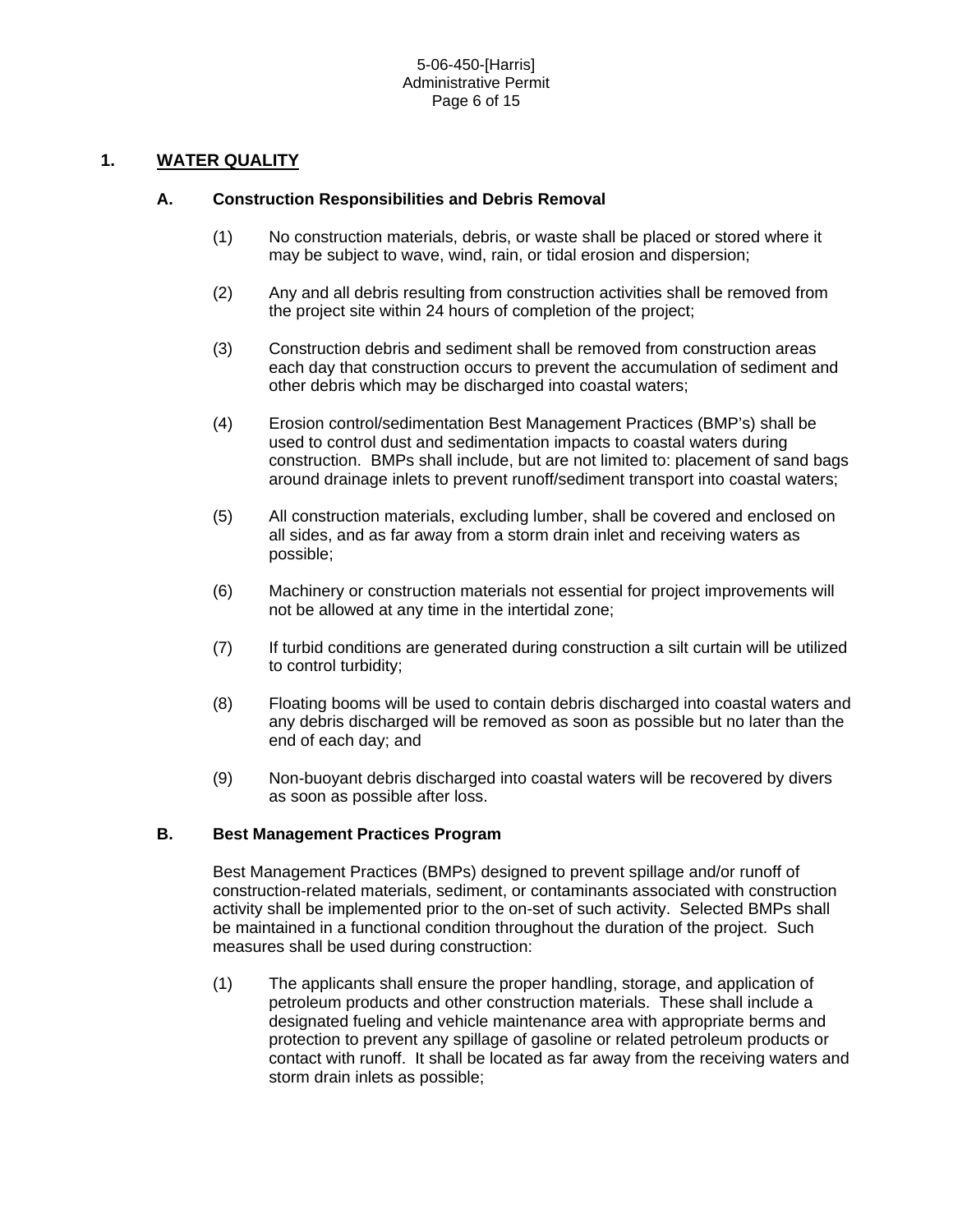## 1. WATER QUALITY

### A. Construction Responsibilities and Debris Removal

(1) No construction materials, debris, or waste shall be placed or stored where it may be subject to wave, wind, rain, or tidal erosion and dispersion;

(2) Any and all debris resulting from construction activities shall be removed from the project site within 24 hours of completion of the project;

(3) Construction debris and sediment shall be removed from construction areas each day that construction occurs to prevent the accumulation of sediment and other debris which may be discharged into coastal waters;

(4) Erosion control/sedimentation Best Management Practices (BMP's) shall be used to control dust and sedimentation impacts to coastal waters during construction. BMPs shall include, but are not limited to: placement of sand bags around drainage inlets to prevent runoff/sediment transport into coastal waters;

(5) All construction materials, excluding lumber, shall be covered and enclosed on all sides, and as far away from a storm drain inlet and receiving waters as possible;

(6) Machinery or construction materials not essential for project improvements will not be allowed at any time in the intertidal zone;

(7) If turbid conditions are generated during construction a silt curtain will be utilized to control turbidity;

(8) Floating booms will be used to contain debris discharged into coastal waters and any debris discharged will be removed as soon as possible but no later than the end of each day; and

(9) Non-buoyant debris discharged into coastal waters will be recovered by divers as soon as possible after loss.

### B. Best Management Practices Program

Best Management Practices (BMPs) designed to prevent spillage and/or runoff of construction-related materials, sediment, or contaminants associated with construction activity shall be implemented prior to the on-set of such activity. Selected BMPs shall be maintained in a functional condition throughout the duration of the project. Such measures shall be used during construction:

(1) The applicants shall ensure the proper handling, storage, and application of petroleum products and other construction materials. These shall include a designated fueling and vehicle maintenance area with appropriate berms and protection to prevent any spillage of gasoline or related petroleum products or contact with runoff. It shall be located as far away from the receiving waters and storm drain inlets as possible;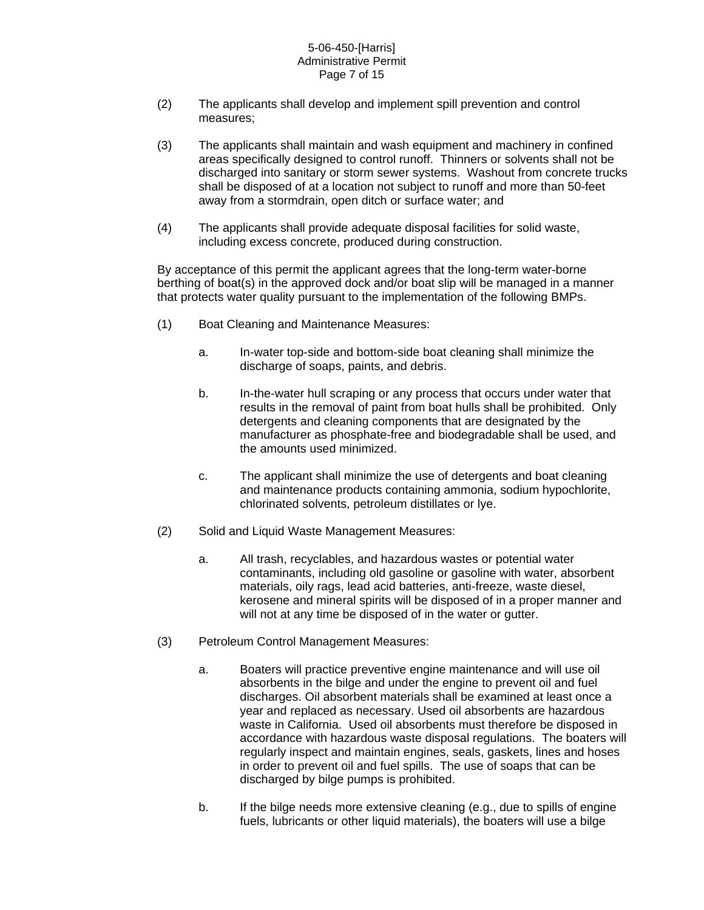(2) The applicants shall develop and implement spill prevention and control measures;

(3) The applicants shall maintain and wash equipment and machinery in confined areas specifically designed to control runoff. Thinners or solvents shall not be discharged into sanitary or storm sewer systems. Washout from concrete trucks shall be disposed of at a location not subject to runoff and more than 50-feet away from a stormdrain, open ditch or surface water; and

(4) The applicants shall provide adequate disposal facilities for solid waste, including excess concrete, produced during construction.

By acceptance of this permit the applicant agrees that the long-term water-borne berthing of boat(s) in the approved dock and/or boat slip will be managed in a manner that protects water quality pursuant to the implementation of the following BMPs.

(1) Boat Cleaning and Maintenance Measures:

   a. In-water top-side and bottom-side boat cleaning shall minimize the discharge of soaps, paints, and debris.

   b. In-the-water hull scraping or any process that occurs under water that results in the removal of paint from boat hulls shall be prohibited. Only detergents and cleaning components that are designated by the manufacturer as phosphate-free and biodegradable shall be used, and the amounts used minimized.

   c. The applicant shall minimize the use of detergents and boat cleaning and maintenance products containing ammonia, sodium hypochlorite, chlorinated solvents, petroleum distillates or lye.

(2) Solid and Liquid Waste Management Measures:

   a. All trash, recyclables, and hazardous wastes or potential water contaminants, including old gasoline or gasoline with water, absorbent materials, oily rags, lead acid batteries, anti-freeze, waste diesel, kerosene and mineral spirits will be disposed of in a proper manner and will not at any time be disposed of in the water or gutter.

(3) Petroleum Control Management Measures:

   a. Boaters will practice preventive engine maintenance and will use oil absorbents in the bilge and under the engine to prevent oil and fuel discharges. Oil absorbent materials shall be examined at least once a year and replaced as necessary. Used oil absorbents are hazardous waste in California. Used oil absorbents must therefore be disposed in accordance with hazardous waste disposal regulations. The boaters will regularly inspect and maintain engines, seals, gaskets, lines and hoses in order to prevent oil and fuel spills. The use of soaps that can be discharged by bilge pumps is prohibited.

   b. If the bilge needs more extensive cleaning (e.g., due to spills of engine fuels, lubricants or other liquid materials), the boaters will use a bilge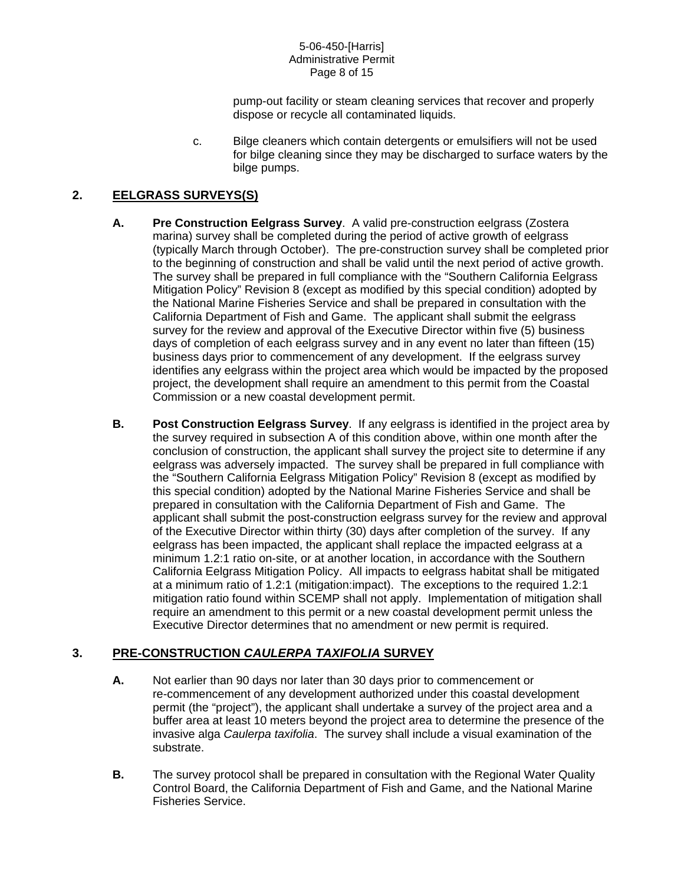pump-out facility or steam cleaning services that recover and properly dispose or recycle all contaminated liquids.

c. Bilge cleaners which contain detergents or emulsifiers will not be used for bilge cleaning since they may be discharged to surface waters by the bilge pumps.

## 2. EELGRASS SURVEYS(S)

**A. Pre Construction Eelgrass Survey**. A valid pre-construction eelgrass (Zostera marina) survey shall be completed during the period of active growth of eelgrass (typically March through October). The pre-construction survey shall be completed prior to the beginning of construction and shall be valid until the next period of active growth. The survey shall be prepared in full compliance with the "Southern California Eelgrass Mitigation Policy" Revision 8 (except as modified by this special condition) adopted by the National Marine Fisheries Service and shall be prepared in consultation with the California Department of Fish and Game. The applicant shall submit the eelgrass survey for the review and approval of the Executive Director within five (5) business days of completion of each eelgrass survey and in any event no later than fifteen (15) business days prior to commencement of any development. If the eelgrass survey identifies any eelgrass within the project area which would be impacted by the proposed project, the development shall require an amendment to this permit from the Coastal Commission or a new coastal development permit.

**B. Post Construction Eelgrass Survey**. If any eelgrass is identified in the project area by the survey required in subsection A of this condition above, within one month after the conclusion of construction, the applicant shall survey the project site to determine if any eelgrass was adversely impacted. The survey shall be prepared in full compliance with the "Southern California Eelgrass Mitigation Policy" Revision 8 (except as modified by this special condition) adopted by the National Marine Fisheries Service and shall be prepared in consultation with the California Department of Fish and Game. The applicant shall submit the post-construction eelgrass survey for the review and approval of the Executive Director within thirty (30) days after completion of the survey. If any eelgrass has been impacted, the applicant shall replace the impacted eelgrass at a minimum 1.2:1 ratio on-site, or at another location, in accordance with the Southern California Eelgrass Mitigation Policy. All impacts to eelgrass habitat shall be mitigated at a minimum ratio of 1.2:1 (mitigation:impact). The exceptions to the required 1.2:1 mitigation ratio found within SCEMP shall not apply. Implementation of mitigation shall require an amendment to this permit or a new coastal development permit unless the Executive Director determines that no amendment or new permit is required.

## 3. PRE-CONSTRUCTION *CAULERPA TAXIFOLIA* SURVEY

**A.** Not earlier than 90 days nor later than 30 days prior to commencement or re-commencement of any development authorized under this coastal development permit (the "project"), the applicant shall undertake a survey of the project area and a buffer area at least 10 meters beyond the project area to determine the presence of the invasive alga *Caulerpa taxifolia*. The survey shall include a visual examination of the substrate.

**B.** The survey protocol shall be prepared in consultation with the Regional Water Quality Control Board, the California Department of Fish and Game, and the National Marine Fisheries Service.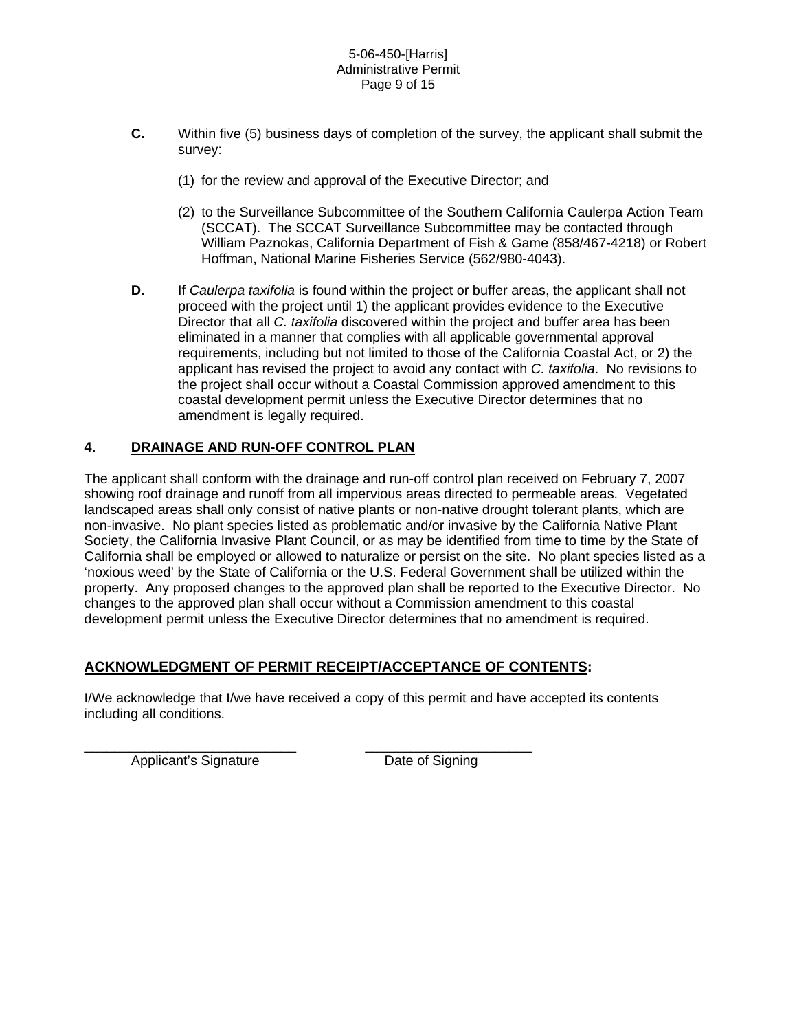**C.** Within five (5) business days of completion of the survey, the applicant shall submit the survey:

(1) for the review and approval of the Executive Director; and

(2) to the Surveillance Subcommittee of the Southern California Caulerpa Action Team (SCCAT). The SCCAT Surveillance Subcommittee may be contacted through William Paznokas, California Department of Fish & Game (858/467-4218) or Robert Hoffman, National Marine Fisheries Service (562/980-4043).

**D.** If *Caulerpa taxifolia* is found within the project or buffer areas, the applicant shall not proceed with the project until 1) the applicant provides evidence to the Executive Director that all *C. taxifolia* discovered within the project and buffer area has been eliminated in a manner that complies with all applicable governmental approval requirements, including but not limited to those of the California Coastal Act, or 2) the applicant has revised the project to avoid any contact with *C. taxifolia*. No revisions to the project shall occur without a Coastal Commission approved amendment to this coastal development permit unless the Executive Director determines that no amendment is legally required.

## 4. DRAINAGE AND RUN-OFF CONTROL PLAN

The applicant shall conform with the drainage and run-off control plan received on February 7, 2007 showing roof drainage and runoff from all impervious areas directed to permeable areas. Vegetated landscaped areas shall only consist of native plants or non-native drought tolerant plants, which are non-invasive. No plant species listed as problematic and/or invasive by the California Native Plant Society, the California Invasive Plant Council, or as may be identified from time to time by the State of California shall be employed or allowed to naturalize or persist on the site. No plant species listed as a 'noxious weed' by the State of California or the U.S. Federal Government shall be utilized within the property. Any proposed changes to the approved plan shall be reported to the Executive Director. No changes to the approved plan shall occur without a Commission amendment to this coastal development permit unless the Executive Director determines that no amendment is required.

## ACKNOWLEDGMENT OF PERMIT RECEIPT/ACCEPTANCE OF CONTENTS:

I/We acknowledge that I/we have received a copy of this permit and have accepted its contents including all conditions.

____________________________ ______________________

Applicant's Signature Date of Signing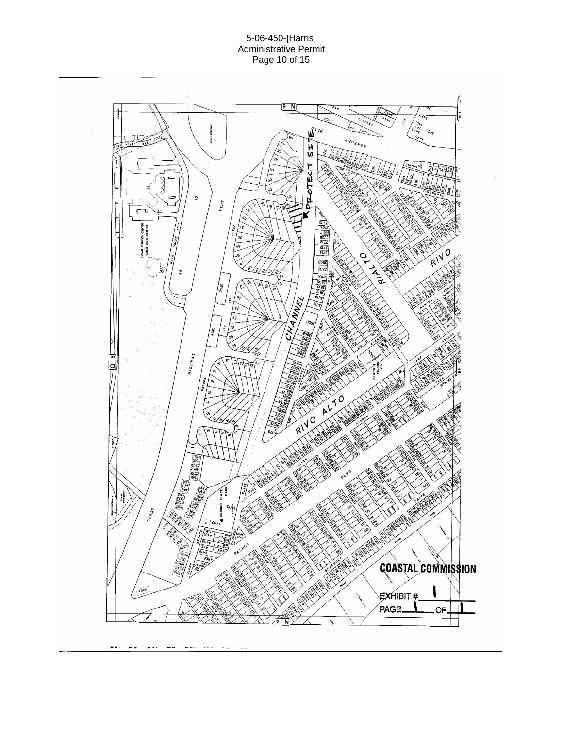PROJECT SITE

COASTAL COMMISSION

EXHIBIT # 1

PAGE 1 OF 1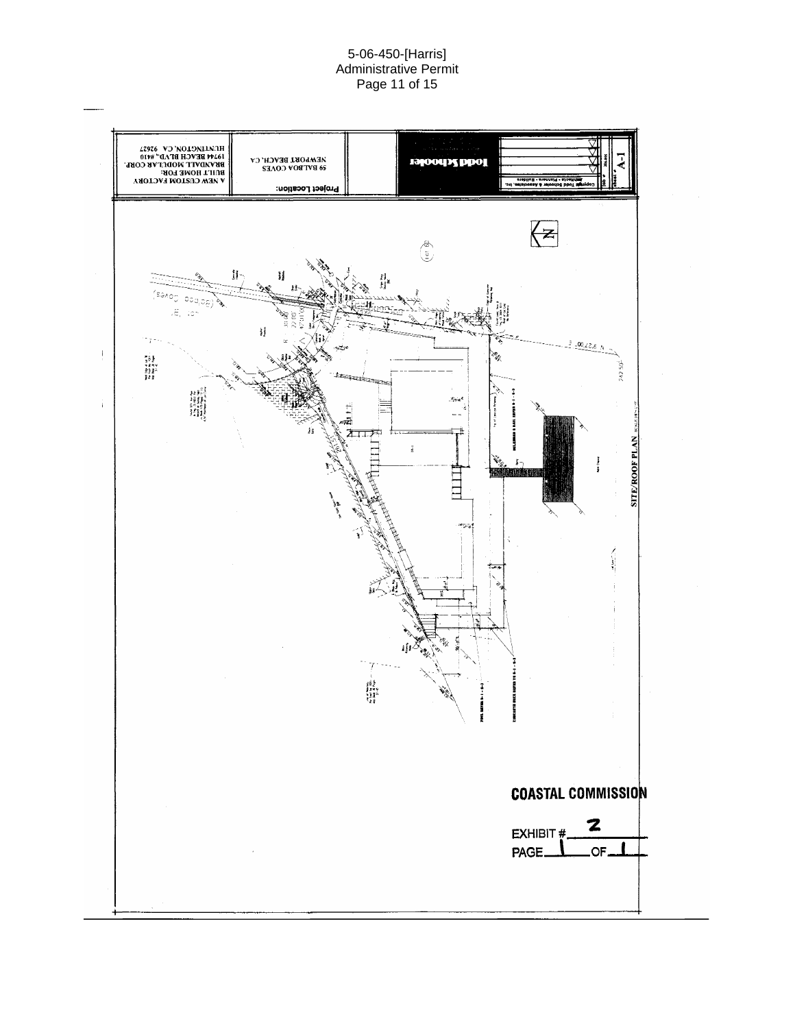A NEW CUSTOM FACTORY
BUILT HOME FOR:
BRANDALL MODULAR CORP.
19744 BEACH BLVD. #410
HUNTINGTON, CA 92627

Project Location:
59 BALBOA COVES
NEWPORT BEACH, CA

Todd Schooler

Copyright Todd Schooler & Associates, Inc.
Architects • Planners • Builders

Sheet # A-1

SITE/ROOF PLAN

**COASTAL COMMISSION**

EXHIBIT # 2

PAGE 1 OF 1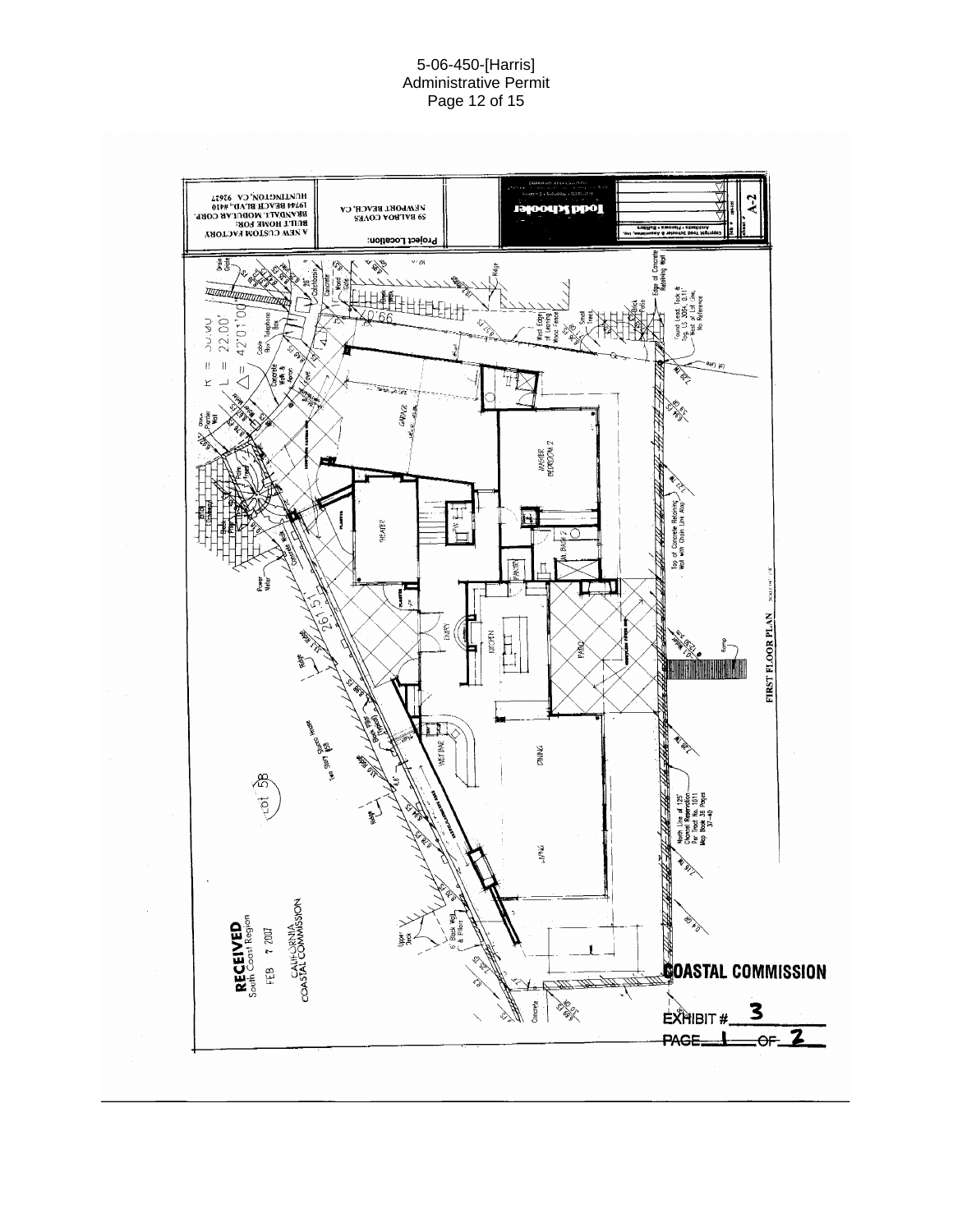**FIRST FLOOR PLAN**

Project Location:

59 BALBOA COVES
NEWPORT BEACH, CA

A NEW CUSTOM FACTORY
BUILT HOME FOR:
BRANDALL MODULAR CORP.
19744 BEACH BLVD., #410
HUNTINGTON, CA 92647

Todd Schooler

Copyright Todd Schooler & Associates, Inc.
Architects • Planners • Builders

A-2

GARAGE

MASTER BEDROOM 2

THEATER

BATH 2

PANTRY

ENTRY

KITCHEN

PATIO

WET BAR

DINING

LIVING

Lot 58

Two story Stucco House

Top of Concrete Retaining Wall with Chain Link Atop

North Line of 125' Channel Reservation Per Tract No. 1011 Map Book 35 Pages 37-40

Found Lead, Tack & Tag, LS 3064, 0.11' West of Lot Line, No Reference

Edge of Concrete Retaining Wall

West Edge of Leaning Wood Fence

Power Meter

Concrete Walk & Planter

Upper Deck

6' Block Wall & Pilars

RECEIVED
South Coast Region

FEB 7 2007

CALIFORNIA
COASTAL COMMISSION

COASTAL COMMISSION

EXHIBIT # 3

PAGE 1 OF 2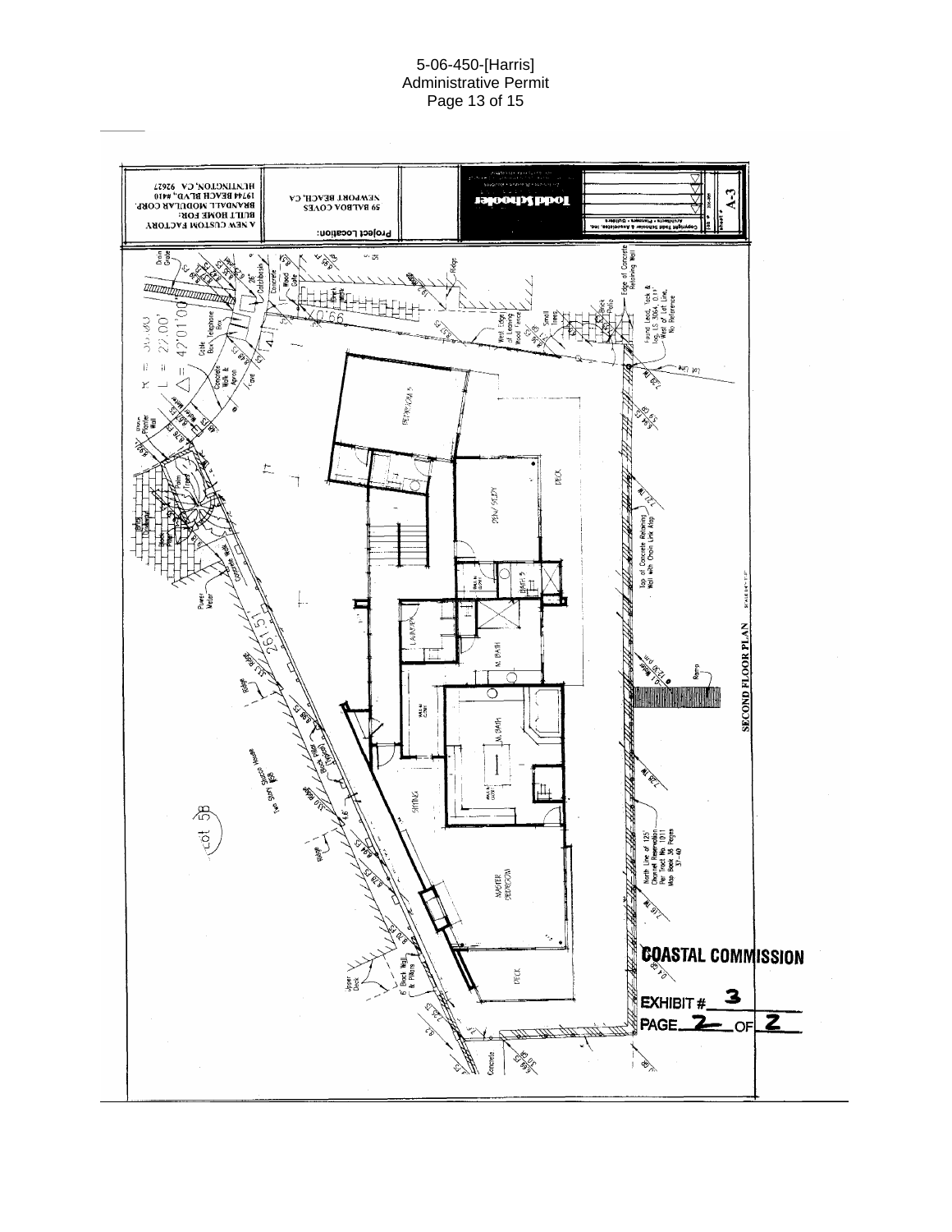5-06-450-[Harris]
Administrative Permit

A NEW CUSTOM FACTORY
BUILT HOME FOR:
BRANDALL MODULAR CORP.
19744 BEACH BLVD., #410
HUNTINGTON, CA 92627

Project Location:
59 BALBOA COVES
NEWPORT BEACH, CA

Todd Schooler

Architects • Planners • Builders

A-3

SECOND FLOOR PLAN

BEDROOM 5

DECK

DEN / STUDY

BATH 5

LAUNDRY

M. BATH

WALK-IN CLOSET

SITTING

MASTER BEDROOM

DECK

Lot 58

Two Story Stucco House

North Line of 125' Channel Reservation Per Tract No. 1011 Map Book 38 Pages 37-40

Top of Concrete Retaining Wall with Chain Link Atop

Edge of Concrete Retaining Wall

Found Lead, Tack & Tag LS 3904, 0.11' West of Lot Line, No Reference

Power Meter

Concrete Walk

Drain Grate

Catch basin

Concrete Wood Gate

Telephone Box

Cable Box

Concrete Walk & Apron

Planter Wall

West Edge of Leaning Wood Fence

Small Trees

Brick Patio

Ramp

6' Block Wall & Pillars

Upper Deck

Concrete

R = 
L = 27.00'
Δ = 42°01'00"

261.51'

COASTAL COMMISSION

EXHIBIT # 3

PAGE 2 OF 2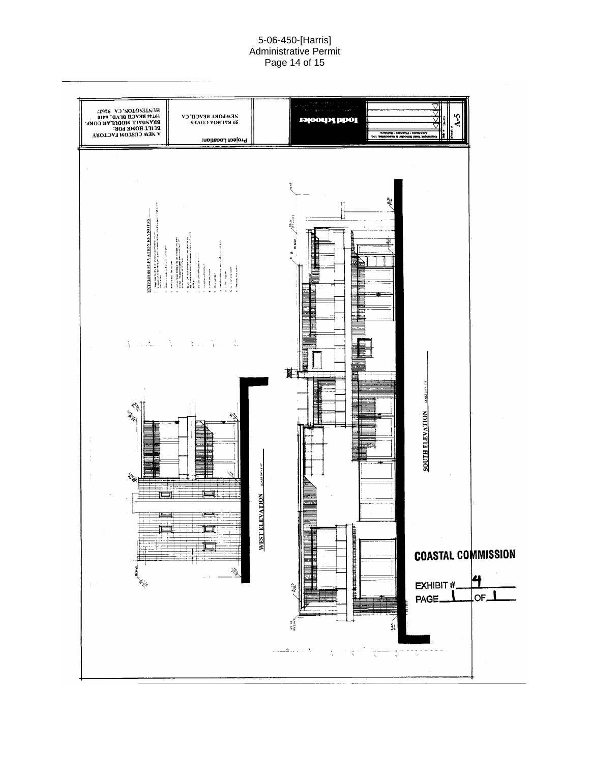A NEW CUSTOM FACTORY BUILT HOME FOR:
BRANDALL MODULAR CORP.
19744 BEACH BLVD., #410
HUNTINGTON, CA 92627

Project Location:
59 BALBOA COVES
NEWPORT BEACH, CA

Todd Schooler

Copyright Todd Schooler & Associates, Inc.
Architects • Planners • Builders

Sheet # A-5

EXTERIOR ELEVATION KEYNOTES

WEST ELEVATION

SOUTH ELEVATION

COASTAL COMMISSION

EXHIBIT # 4

PAGE 1 OF 1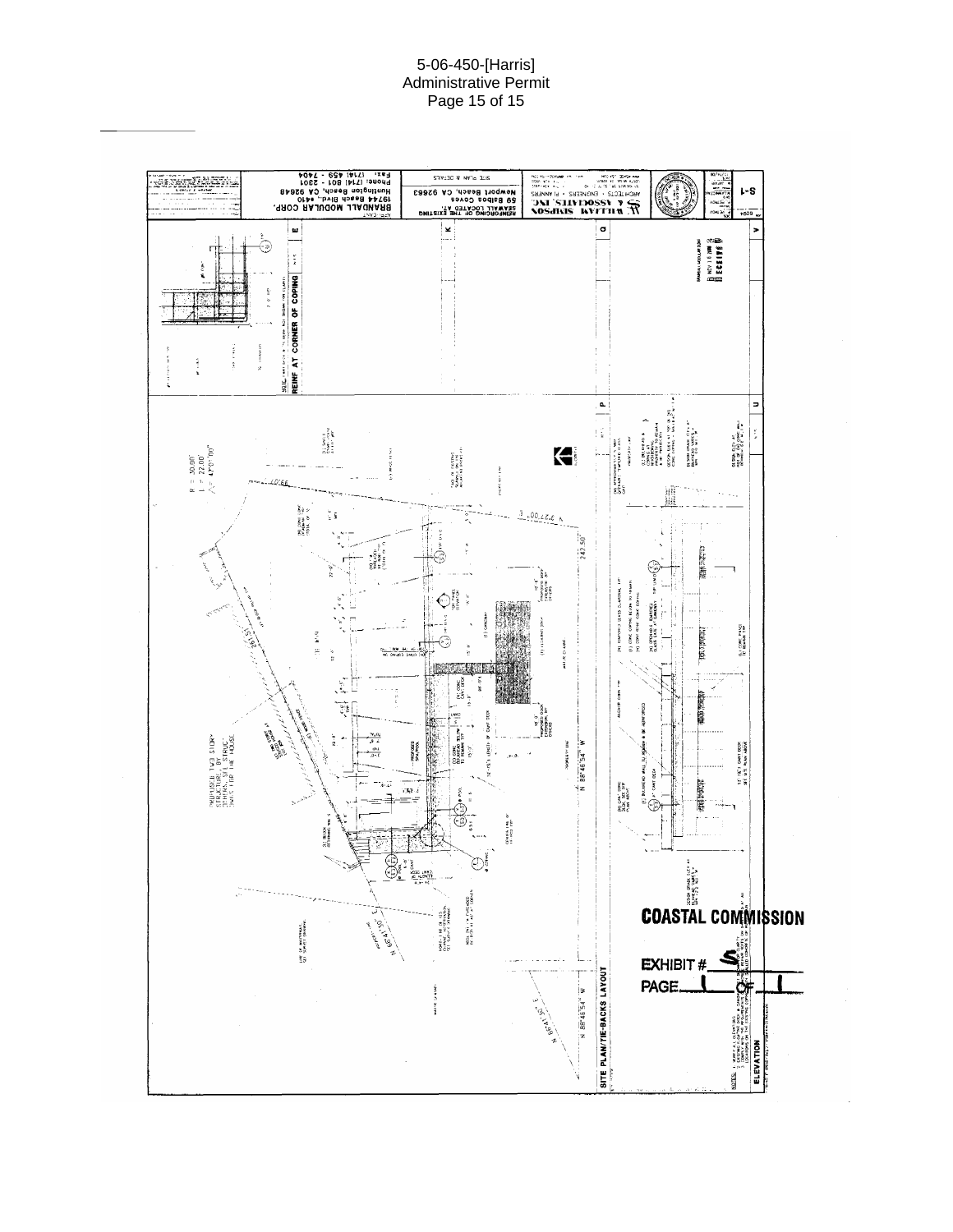COASTAL COMMISSION

EXHIBIT # 5

PAGE 1 OF 1

SITE PLAN/TIE-BACKS LAYOUT

ELEVATION

REINF AT CORNER OF COPING

WILLIAM SIMPSON & ASSOCIATES, INC.

ARCHITECTS • ENGINEERS • PLANNERS

REINFORCING OF THE EXISTING SEAWALL LOCATED AT: 69 Balboa Coves Newport Beach, CA 92663

SITE PLAN & DETAILS

BRANDALL MODULAR CORP.

19744 Beach Blvd. #410

Huntington Beach, CA 92648

Phone: (714) 801 - 2301

Fax: (714) 459 - 7404

S-1

N 88°46'54" W

N 60°41'50" E

N 27°00' E

R = 30.00'

L = 22.00'

Δ = 42°01'00"

242.50'

33.01'

PROPOSED TWO STORY STRUCTURE BY OTHERS, SEE STRUC. DWGS. FOR THE HOUSE